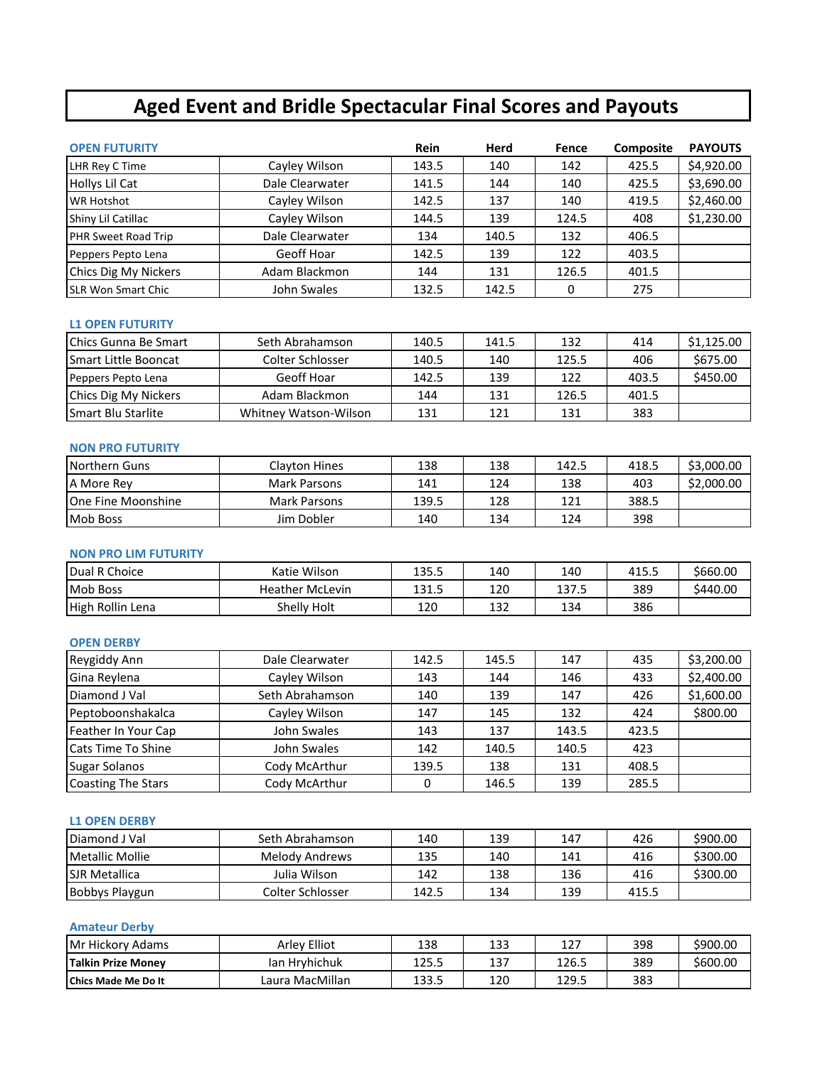# Aged Event and Bridle Spectacular Final Scores and Payouts

## OPEN FUTURITY

| Horse | Rider | Rein | Herd | Fence | Composite | PAYOUTS |
|---|---|---|---|---|---|---|
| LHR Rey C Time | Cayley Wilson | 143.5 | 140 | 142 | 425.5 | $4,920.00 |
| Hollys Lil Cat | Dale Clearwater | 141.5 | 144 | 140 | 425.5 | $3,690.00 |
| WR Hotshot | Cayley Wilson | 142.5 | 137 | 140 | 419.5 | $2,460.00 |
| Shiny Lil Catillac | Cayley Wilson | 144.5 | 139 | 124.5 | 408 | $1,230.00 |
| PHR Sweet Road Trip | Dale Clearwater | 134 | 140.5 | 132 | 406.5 | |
| Peppers Pepto Lena | Geoff Hoar | 142.5 | 139 | 122 | 403.5 | |
| Chics Dig My Nickers | Adam Blackmon | 144 | 131 | 126.5 | 401.5 | |
| SLR Won Smart Chic | John Swales | 132.5 | 142.5 | 0 | 275 | |

## L1 OPEN FUTURITY

| Horse | Rider | Rein | Herd | Fence | Composite | PAYOUTS |
|---|---|---|---|---|---|---|
| Chics Gunna Be Smart | Seth Abrahamson | 140.5 | 141.5 | 132 | 414 | $1,125.00 |
| Smart Little Booncat | Colter Schlosser | 140.5 | 140 | 125.5 | 406 | $675.00 |
| Peppers Pepto Lena | Geoff Hoar | 142.5 | 139 | 122 | 403.5 | $450.00 |
| Chics Dig My Nickers | Adam Blackmon | 144 | 131 | 126.5 | 401.5 | |
| Smart Blu Starlite | Whitney Watson-Wilson | 131 | 121 | 131 | 383 | |

## NON PRO FUTURITY

| Horse | Rider | Rein | Herd | Fence | Composite | PAYOUTS |
|---|---|---|---|---|---|---|
| Northern Guns | Clayton Hines | 138 | 138 | 142.5 | 418.5 | $3,000.00 |
| A More Rey | Mark Parsons | 141 | 124 | 138 | 403 | $2,000.00 |
| One Fine Moonshine | Mark Parsons | 139.5 | 128 | 121 | 388.5 | |
| Mob Boss | Jim Dobler | 140 | 134 | 124 | 398 | |

## NON PRO LIM FUTURITY

| Horse | Rider | Rein | Herd | Fence | Composite | PAYOUTS |
|---|---|---|---|---|---|---|
| Dual R Choice | Katie Wilson | 135.5 | 140 | 140 | 415.5 | $660.00 |
| Mob Boss | Heather McLevin | 131.5 | 120 | 137.5 | 389 | $440.00 |
| High Rollin Lena | Shelly Holt | 120 | 132 | 134 | 386 | |

## OPEN DERBY

| Horse | Rider | Rein | Herd | Fence | Composite | PAYOUTS |
|---|---|---|---|---|---|---|
| Reygiddy Ann | Dale Clearwater | 142.5 | 145.5 | 147 | 435 | $3,200.00 |
| Gina Reylena | Cayley Wilson | 143 | 144 | 146 | 433 | $2,400.00 |
| Diamond J Val | Seth Abrahamson | 140 | 139 | 147 | 426 | $1,600.00 |
| Peptoboonshakalca | Cayley Wilson | 147 | 145 | 132 | 424 | $800.00 |
| Feather In Your Cap | John Swales | 143 | 137 | 143.5 | 423.5 | |
| Cats Time To Shine | John Swales | 142 | 140.5 | 140.5 | 423 | |
| Sugar Solanos | Cody McArthur | 139.5 | 138 | 131 | 408.5 | |
| Coasting The Stars | Cody McArthur | 0 | 146.5 | 139 | 285.5 | |

## L1 OPEN DERBY

| Horse | Rider | Rein | Herd | Fence | Composite | PAYOUTS |
|---|---|---|---|---|---|---|
| Diamond J Val | Seth Abrahamson | 140 | 139 | 147 | 426 | $900.00 |
| Metallic Mollie | Melody Andrews | 135 | 140 | 141 | 416 | $300.00 |
| SJR Metallica | Julia Wilson | 142 | 138 | 136 | 416 | $300.00 |
| Bobbys Playgun | Colter Schlosser | 142.5 | 134 | 139 | 415.5 | |

## Amateur Derby

| Horse | Rider | Rein | Herd | Fence | Composite | PAYOUTS |
|---|---|---|---|---|---|---|
| Mr Hickory Adams | Arley Elliot | 138 | 133 | 127 | 398 | $900.00 |
| **Talkin Prize Money** | Ian Hryhichuk | 125.5 | 137 | 126.5 | 389 | $600.00 |
| **Chics Made Me Do It** | Laura MacMillan | 133.5 | 120 | 129.5 | 383 | |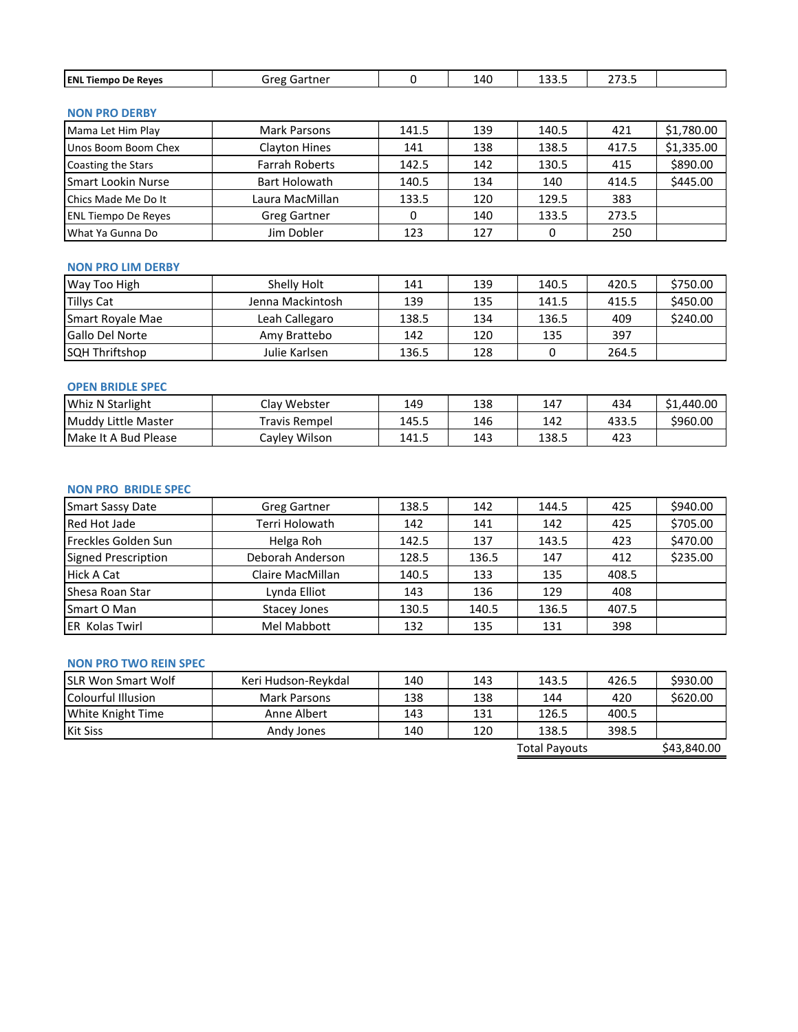| | | | | | | |
|---|---|---|---|---|---|---|
| **ENL Tiempo De Reyes** | Greg Gartner | 0 | 140 | 133.5 | 273.5 | |

### NON PRO DERBY

| | | | | | | |
|---|---|---|---|---|---|---|
| Mama Let Him Play | Mark Parsons | 141.5 | 139 | 140.5 | 421 | $1,780.00 |
| Unos Boom Boom Chex | Clayton Hines | 141 | 138 | 138.5 | 417.5 | $1,335.00 |
| Coasting the Stars | Farrah Roberts | 142.5 | 142 | 130.5 | 415 | $890.00 |
| Smart Lookin Nurse | Bart Holowath | 140.5 | 134 | 140 | 414.5 | $445.00 |
| Chics Made Me Do It | Laura MacMillan | 133.5 | 120 | 129.5 | 383 | |
| ENL Tiempo De Reyes | Greg Gartner | 0 | 140 | 133.5 | 273.5 | |
| What Ya Gunna Do | Jim Dobler | 123 | 127 | 0 | 250 | |

### NON PRO LIM DERBY

| | | | | | | |
|---|---|---|---|---|---|---|
| Way Too High | Shelly Holt | 141 | 139 | 140.5 | 420.5 | $750.00 |
| Tillys Cat | Jenna Mackintosh | 139 | 135 | 141.5 | 415.5 | $450.00 |
| Smart Royale Mae | Leah Callegaro | 138.5 | 134 | 136.5 | 409 | $240.00 |
| Gallo Del Norte | Amy Brattebo | 142 | 120 | 135 | 397 | |
| SQH Thriftshop | Julie Karlsen | 136.5 | 128 | 0 | 264.5 | |

### OPEN BRIDLE SPEC

| | | | | | | |
|---|---|---|---|---|---|---|
| Whiz N Starlight | Clay Webster | 149 | 138 | 147 | 434 | $1,440.00 |
| Muddy Little Master | Travis Rempel | 145.5 | 146 | 142 | 433.5 | $960.00 |
| Make It A Bud Please | Cayley Wilson | 141.5 | 143 | 138.5 | 423 | |

### NON PRO BRIDLE SPEC

| | | | | | | |
|---|---|---|---|---|---|---|
| Smart Sassy Date | Greg Gartner | 138.5 | 142 | 144.5 | 425 | $940.00 |
| Red Hot Jade | Terri Holowath | 142 | 141 | 142 | 425 | $705.00 |
| Freckles Golden Sun | Helga Roh | 142.5 | 137 | 143.5 | 423 | $470.00 |
| Signed Prescription | Deborah Anderson | 128.5 | 136.5 | 147 | 412 | $235.00 |
| Hick A Cat | Claire MacMillan | 140.5 | 133 | 135 | 408.5 | |
| Shesa Roan Star | Lynda Elliot | 143 | 136 | 129 | 408 | |
| Smart O Man | Stacey Jones | 130.5 | 140.5 | 136.5 | 407.5 | |
| ER Kolas Twirl | Mel Mabbott | 132 | 135 | 131 | 398 | |

### NON PRO TWO REIN SPEC

| | | | | | | |
|---|---|---|---|---|---|---|
| SLR Won Smart Wolf | Keri Hudson-Reykdal | 140 | 143 | 143.5 | 426.5 | $930.00 |
| Colourful Illusion | Mark Parsons | 138 | 138 | 144 | 420 | $620.00 |
| White Knight Time | Anne Albert | 143 | 131 | 126.5 | 400.5 | |
| Kit Siss | Andy Jones | 140 | 120 | 138.5 | 398.5 | |
| | | | | Total Payouts | | $43,840.00 |